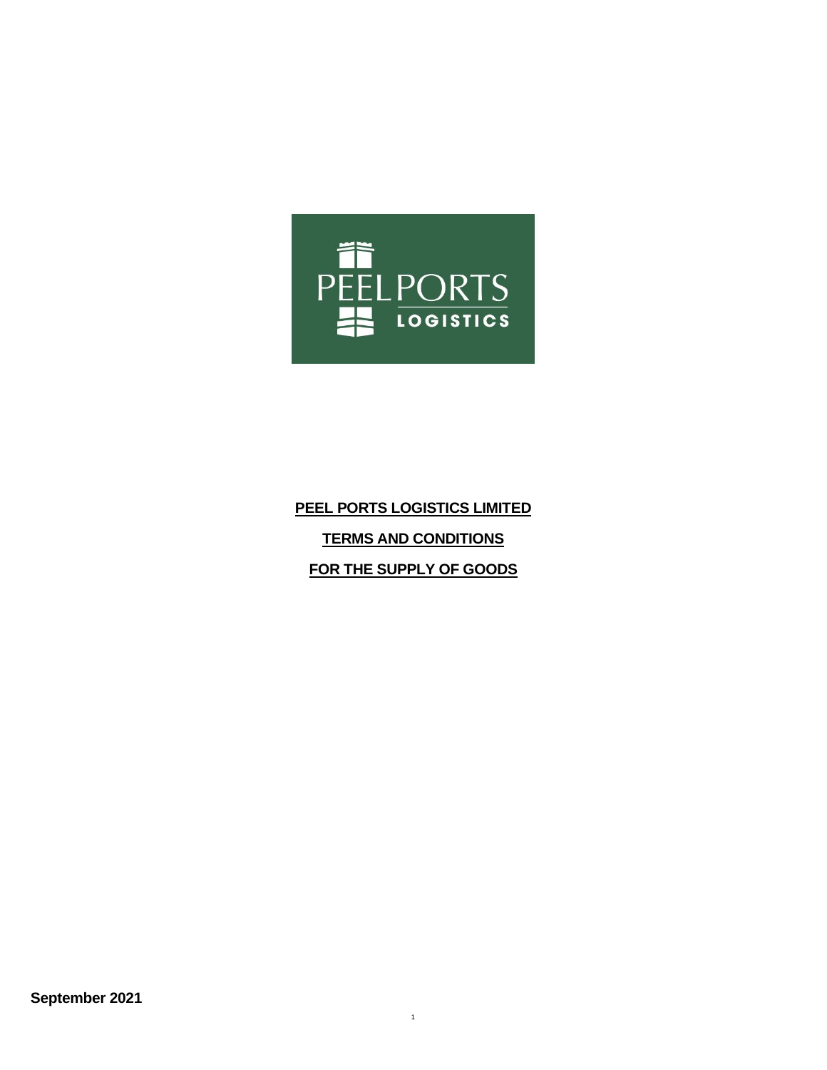**PEEL PORTS LOGISTICS LIMITED**

**TERMS AND CONDITIONS**

**FOR THE SUPPLY OF GOODS**

**September 2021**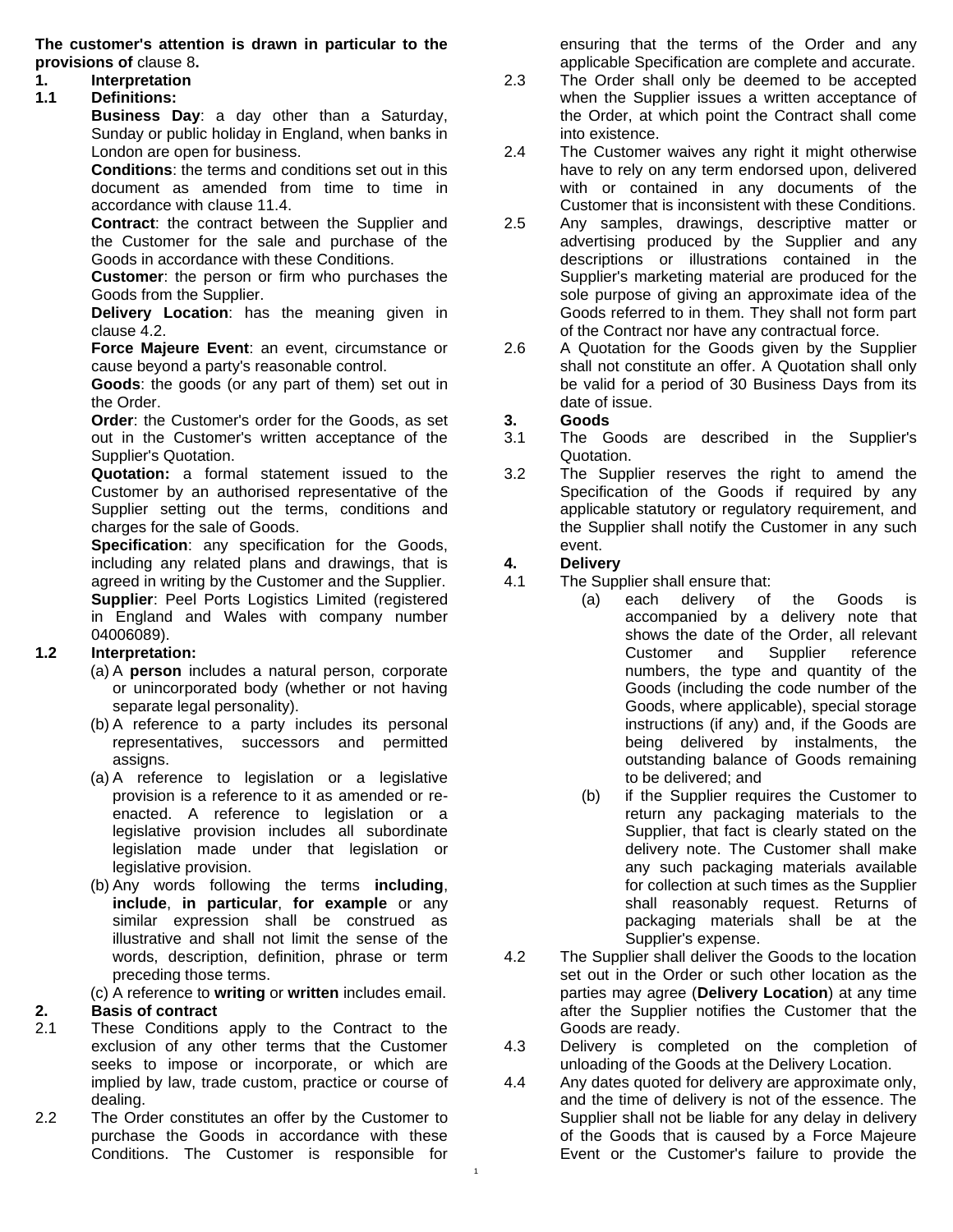**The customer's attention is drawn in particular to the provisions of** clause 8**.**

**1. Interpretation**

**1.1 Definitions:**

**Business Day**: a day other than a Saturday, Sunday or public holiday in England, when banks in London are open for business.

**Conditions**: the terms and conditions set out in this document as amended from time to time in accordance with clause 11.4.

**Contract**: the contract between the Supplier and the Customer for the sale and purchase of the Goods in accordance with these Conditions.

**Customer**: the person or firm who purchases the Goods from the Supplier.

**Delivery Location**: has the meaning given in clause 4.2.

**Force Majeure Event**: an event, circumstance or cause beyond a party's reasonable control.

**Goods**: the goods (or any part of them) set out in the Order.

**Order**: the Customer's order for the Goods, as set out in the Customer's written acceptance of the Supplier's Quotation.

**Quotation:** a formal statement issued to the Customer by an authorised representative of the Supplier setting out the terms, conditions and charges for the sale of Goods.

**Specification**: any specification for the Goods, including any related plans and drawings, that is agreed in writing by the Customer and the Supplier.

**Supplier**: Peel Ports Logistics Limited (registered in England and Wales with company number 04006089).

**1.2 Interpretation:**

(a) A **person** includes a natural person, corporate or unincorporated body (whether or not having separate legal personality).

(b) A reference to a party includes its personal representatives, successors and permitted assigns.

(a) A reference to legislation or a legislative provision is a reference to it as amended or re-enacted. A reference to legislation or a legislative provision includes all subordinate legislation made under that legislation or legislative provision.

(b) Any words following the terms **including**, **include**, **in particular**, **for example** or any similar expression shall be construed as illustrative and shall not limit the sense of the words, description, definition, phrase or term preceding those terms.

(c) A reference to **writing** or **written** includes email.

**2. Basis of contract**

2.1 These Conditions apply to the Contract to the exclusion of any other terms that the Customer seeks to impose or incorporate, or which are implied by law, trade custom, practice or course of dealing.

2.2 The Order constitutes an offer by the Customer to purchase the Goods in accordance with these Conditions. The Customer is responsible for ensuring that the terms of the Order and any applicable Specification are complete and accurate.

2.3 The Order shall only be deemed to be accepted when the Supplier issues a written acceptance of the Order, at which point the Contract shall come into existence.

2.4 The Customer waives any right it might otherwise have to rely on any term endorsed upon, delivered with or contained in any documents of the Customer that is inconsistent with these Conditions.

2.5 Any samples, drawings, descriptive matter or advertising produced by the Supplier and any descriptions or illustrations contained in the Supplier's marketing material are produced for the sole purpose of giving an approximate idea of the Goods referred to in them. They shall not form part of the Contract nor have any contractual force.

2.6 A Quotation for the Goods given by the Supplier shall not constitute an offer. A Quotation shall only be valid for a period of 30 Business Days from its date of issue.

**3. Goods**

3.1 The Goods are described in the Supplier's Quotation.

3.2 The Supplier reserves the right to amend the Specification of the Goods if required by any applicable statutory or regulatory requirement, and the Supplier shall notify the Customer in any such event.

**4. Delivery**

4.1 The Supplier shall ensure that:

(a) each delivery of the Goods is accompanied by a delivery note that shows the date of the Order, all relevant Customer and Supplier reference numbers, the type and quantity of the Goods (including the code number of the Goods, where applicable), special storage instructions (if any) and, if the Goods are being delivered by instalments, the outstanding balance of Goods remaining to be delivered; and

(b) if the Supplier requires the Customer to return any packaging materials to the Supplier, that fact is clearly stated on the delivery note. The Customer shall make any such packaging materials available for collection at such times as the Supplier shall reasonably request. Returns of packaging materials shall be at the Supplier's expense.

4.2 The Supplier shall deliver the Goods to the location set out in the Order or such other location as the parties may agree (**Delivery Location**) at any time after the Supplier notifies the Customer that the Goods are ready.

4.3 Delivery is completed on the completion of unloading of the Goods at the Delivery Location.

4.4 Any dates quoted for delivery are approximate only, and the time of delivery is not of the essence. The Supplier shall not be liable for any delay in delivery of the Goods that is caused by a Force Majeure Event or the Customer's failure to provide the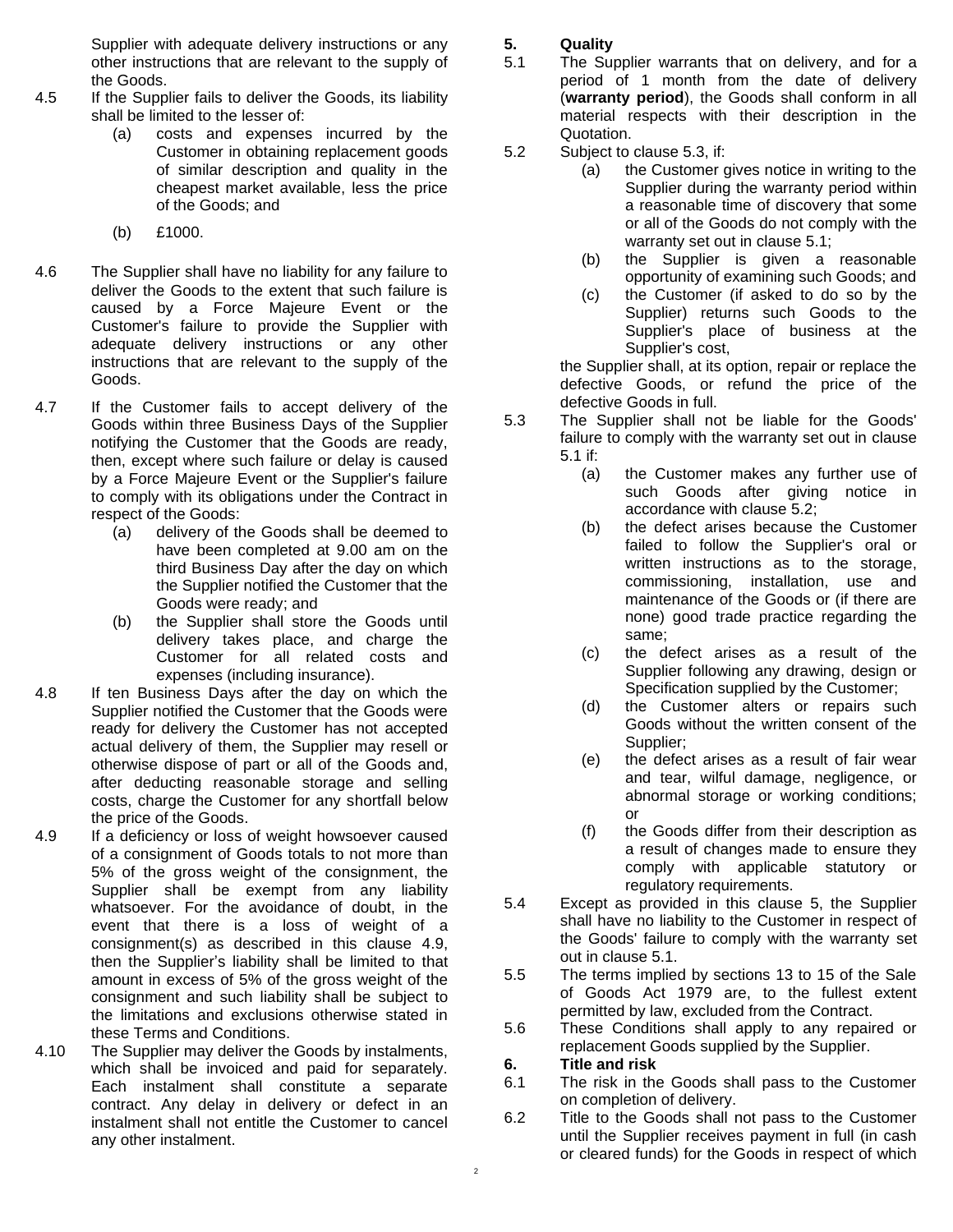Supplier with adequate delivery instructions or any other instructions that are relevant to the supply of the Goods.

4.5 If the Supplier fails to deliver the Goods, its liability shall be limited to the lesser of:

(a) costs and expenses incurred by the Customer in obtaining replacement goods of similar description and quality in the cheapest market available, less the price of the Goods; and

(b) £1000.

4.6 The Supplier shall have no liability for any failure to deliver the Goods to the extent that such failure is caused by a Force Majeure Event or the Customer's failure to provide the Supplier with adequate delivery instructions or any other instructions that are relevant to the supply of the Goods.

4.7 If the Customer fails to accept delivery of the Goods within three Business Days of the Supplier notifying the Customer that the Goods are ready, then, except where such failure or delay is caused by a Force Majeure Event or the Supplier's failure to comply with its obligations under the Contract in respect of the Goods:

(a) delivery of the Goods shall be deemed to have been completed at 9.00 am on the third Business Day after the day on which the Supplier notified the Customer that the Goods were ready; and

(b) the Supplier shall store the Goods until delivery takes place, and charge the Customer for all related costs and expenses (including insurance).

4.8 If ten Business Days after the day on which the Supplier notified the Customer that the Goods were ready for delivery the Customer has not accepted actual delivery of them, the Supplier may resell or otherwise dispose of part or all of the Goods and, after deducting reasonable storage and selling costs, charge the Customer for any shortfall below the price of the Goods.

4.9 If a deficiency or loss of weight howsoever caused of a consignment of Goods totals to not more than 5% of the gross weight of the consignment, the Supplier shall be exempt from any liability whatsoever. For the avoidance of doubt, in the event that there is a loss of weight of a consignment(s) as described in this clause 4.9, then the Supplier's liability shall be limited to that amount in excess of 5% of the gross weight of the consignment and such liability shall be subject to the limitations and exclusions otherwise stated in these Terms and Conditions.

4.10 The Supplier may deliver the Goods by instalments, which shall be invoiced and paid for separately. Each instalment shall constitute a separate contract. Any delay in delivery or defect in an instalment shall not entitle the Customer to cancel any other instalment.

## 5. Quality

5.1 The Supplier warrants that on delivery, and for a period of 1 month from the date of delivery (**warranty period**), the Goods shall conform in all material respects with their description in the Quotation.

5.2 Subject to clause 5.3, if:

(a) the Customer gives notice in writing to the Supplier during the warranty period within a reasonable time of discovery that some or all of the Goods do not comply with the warranty set out in clause 5.1;

(b) the Supplier is given a reasonable opportunity of examining such Goods; and

(c) the Customer (if asked to do so by the Supplier) returns such Goods to the Supplier's place of business at the Supplier's cost,

the Supplier shall, at its option, repair or replace the defective Goods, or refund the price of the defective Goods in full.

5.3 The Supplier shall not be liable for the Goods' failure to comply with the warranty set out in clause 5.1 if:

(a) the Customer makes any further use of such Goods after giving notice in accordance with clause 5.2;

(b) the defect arises because the Customer failed to follow the Supplier's oral or written instructions as to the storage, commissioning, installation, use and maintenance of the Goods or (if there are none) good trade practice regarding the same;

(c) the defect arises as a result of the Supplier following any drawing, design or Specification supplied by the Customer;

(d) the Customer alters or repairs such Goods without the written consent of the Supplier;

(e) the defect arises as a result of fair wear and tear, wilful damage, negligence, or abnormal storage or working conditions; or

(f) the Goods differ from their description as a result of changes made to ensure they comply with applicable statutory or regulatory requirements.

5.4 Except as provided in this clause 5, the Supplier shall have no liability to the Customer in respect of the Goods' failure to comply with the warranty set out in clause 5.1.

5.5 The terms implied by sections 13 to 15 of the Sale of Goods Act 1979 are, to the fullest extent permitted by law, excluded from the Contract.

5.6 These Conditions shall apply to any repaired or replacement Goods supplied by the Supplier.

## 6. Title and risk

6.1 The risk in the Goods shall pass to the Customer on completion of delivery.

6.2 Title to the Goods shall not pass to the Customer until the Supplier receives payment in full (in cash or cleared funds) for the Goods in respect of which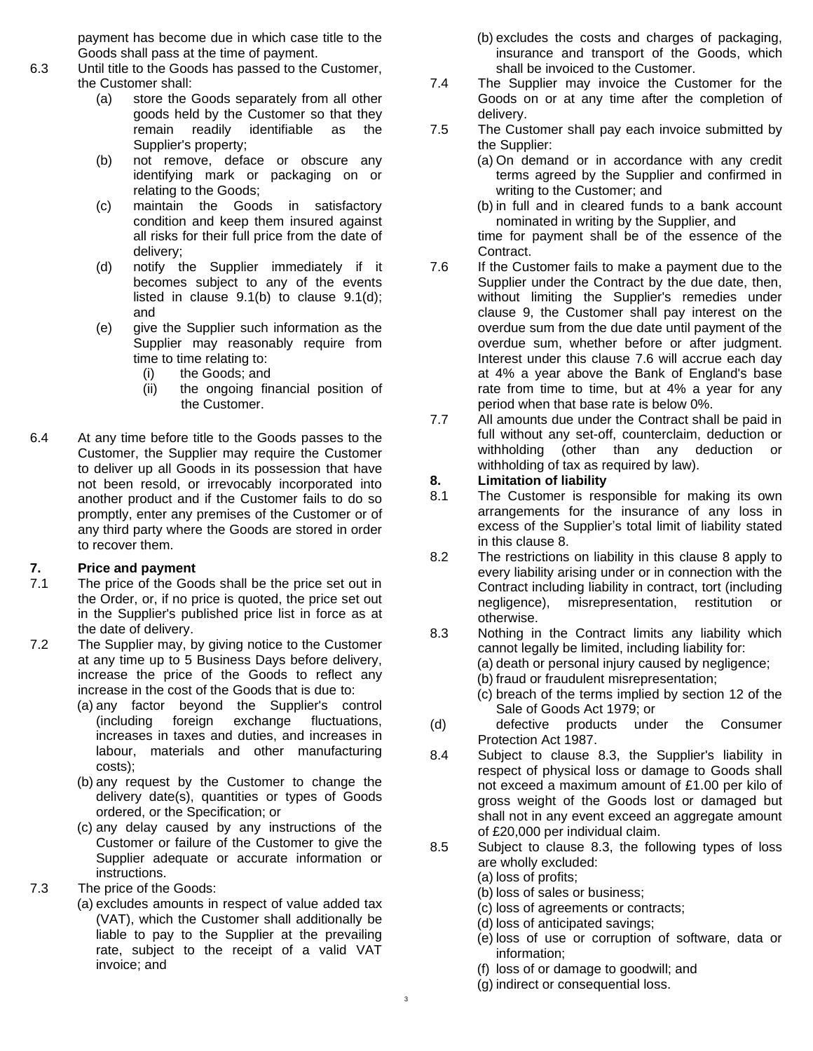payment has become due in which case title to the Goods shall pass at the time of payment.

6.3 Until title to the Goods has passed to the Customer, the Customer shall:

(a) store the Goods separately from all other goods held by the Customer so that they remain readily identifiable as the Supplier's property;

(b) not remove, deface or obscure any identifying mark or packaging on or relating to the Goods;

(c) maintain the Goods in satisfactory condition and keep them insured against all risks for their full price from the date of delivery;

(d) notify the Supplier immediately if it becomes subject to any of the events listed in clause 9.1(b) to clause 9.1(d); and

(e) give the Supplier such information as the Supplier may reasonably require from time to time relating to:

(i) the Goods; and

(ii) the ongoing financial position of the Customer.

6.4 At any time before title to the Goods passes to the Customer, the Supplier may require the Customer to deliver up all Goods in its possession that have not been resold, or irrevocably incorporated into another product and if the Customer fails to do so promptly, enter any premises of the Customer or of any third party where the Goods are stored in order to recover them.

**7. Price and payment**

7.1 The price of the Goods shall be the price set out in the Order, or, if no price is quoted, the price set out in the Supplier's published price list in force as at the date of delivery.

7.2 The Supplier may, by giving notice to the Customer at any time up to 5 Business Days before delivery, increase the price of the Goods to reflect any increase in the cost of the Goods that is due to:

(a) any factor beyond the Supplier's control (including foreign exchange fluctuations, increases in taxes and duties, and increases in labour, materials and other manufacturing costs);

(b) any request by the Customer to change the delivery date(s), quantities or types of Goods ordered, or the Specification; or

(c) any delay caused by any instructions of the Customer or failure of the Customer to give the Supplier adequate or accurate information or instructions.

7.3 The price of the Goods:

(a) excludes amounts in respect of value added tax (VAT), which the Customer shall additionally be liable to pay to the Supplier at the prevailing rate, subject to the receipt of a valid VAT invoice; and

(b) excludes the costs and charges of packaging, insurance and transport of the Goods, which shall be invoiced to the Customer.

7.4 The Supplier may invoice the Customer for the Goods on or at any time after the completion of delivery.

7.5 The Customer shall pay each invoice submitted by the Supplier:

(a) On demand or in accordance with any credit terms agreed by the Supplier and confirmed in writing to the Customer; and

(b) in full and in cleared funds to a bank account nominated in writing by the Supplier, and

time for payment shall be of the essence of the Contract.

7.6 If the Customer fails to make a payment due to the Supplier under the Contract by the due date, then, without limiting the Supplier's remedies under clause 9, the Customer shall pay interest on the overdue sum from the due date until payment of the overdue sum, whether before or after judgment. Interest under this clause 7.6 will accrue each day at 4% a year above the Bank of England's base rate from time to time, but at 4% a year for any period when that base rate is below 0%.

7.7 All amounts due under the Contract shall be paid in full without any set-off, counterclaim, deduction or withholding (other than any deduction or withholding of tax as required by law).

**8. Limitation of liability**

8.1 The Customer is responsible for making its own arrangements for the insurance of any loss in excess of the Supplier's total limit of liability stated in this clause 8.

8.2 The restrictions on liability in this clause 8 apply to every liability arising under or in connection with the Contract including liability in contract, tort (including negligence), misrepresentation, restitution or otherwise.

8.3 Nothing in the Contract limits any liability which cannot legally be limited, including liability for:

(a) death or personal injury caused by negligence;

(b) fraud or fraudulent misrepresentation;

(c) breach of the terms implied by section 12 of the Sale of Goods Act 1979; or

(d) defective products under the Consumer Protection Act 1987.

8.4 Subject to clause 8.3, the Supplier's liability in respect of physical loss or damage to Goods shall not exceed a maximum amount of £1.00 per kilo of gross weight of the Goods lost or damaged but shall not in any event exceed an aggregate amount of £20,000 per individual claim.

8.5 Subject to clause 8.3, the following types of loss are wholly excluded:

(a) loss of profits;

(b) loss of sales or business;

(c) loss of agreements or contracts;

(d) loss of anticipated savings;

(e) loss of use or corruption of software, data or information;

(f) loss of or damage to goodwill; and

(g) indirect or consequential loss.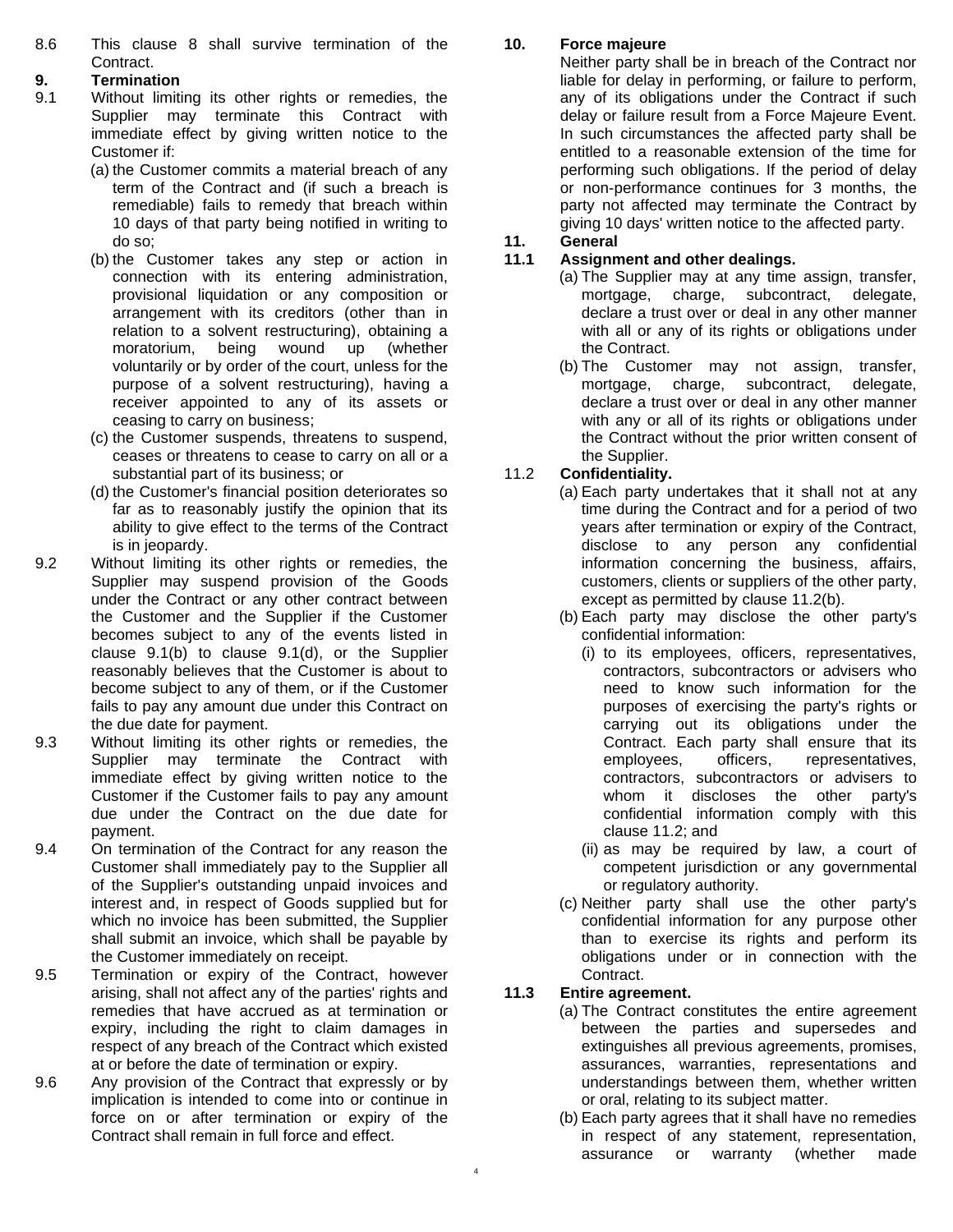8.6 This clause 8 shall survive termination of the Contract.

## 9. Termination

9.1 Without limiting its other rights or remedies, the Supplier may terminate this Contract with immediate effect by giving written notice to the Customer if:

(a) the Customer commits a material breach of any term of the Contract and (if such a breach is remediable) fails to remedy that breach within 10 days of that party being notified in writing to do so;

(b) the Customer takes any step or action in connection with its entering administration, provisional liquidation or any composition or arrangement with its creditors (other than in relation to a solvent restructuring), obtaining a moratorium, being wound up (whether voluntarily or by order of the court, unless for the purpose of a solvent restructuring), having a receiver appointed to any of its assets or ceasing to carry on business;

(c) the Customer suspends, threatens to suspend, ceases or threatens to cease to carry on all or a substantial part of its business; or

(d) the Customer's financial position deteriorates so far as to reasonably justify the opinion that its ability to give effect to the terms of the Contract is in jeopardy.

9.2 Without limiting its other rights or remedies, the Supplier may suspend provision of the Goods under the Contract or any other contract between the Customer and the Supplier if the Customer becomes subject to any of the events listed in clause 9.1(b) to clause 9.1(d), or the Supplier reasonably believes that the Customer is about to become subject to any of them, or if the Customer fails to pay any amount due under this Contract on the due date for payment.

9.3 Without limiting its other rights or remedies, the Supplier may terminate the Contract with immediate effect by giving written notice to the Customer if the Customer fails to pay any amount due under the Contract on the due date for payment.

9.4 On termination of the Contract for any reason the Customer shall immediately pay to the Supplier all of the Supplier's outstanding unpaid invoices and interest and, in respect of Goods supplied but for which no invoice has been submitted, the Supplier shall submit an invoice, which shall be payable by the Customer immediately on receipt.

9.5 Termination or expiry of the Contract, however arising, shall not affect any of the parties' rights and remedies that have accrued as at termination or expiry, including the right to claim damages in respect of any breach of the Contract which existed at or before the date of termination or expiry.

9.6 Any provision of the Contract that expressly or by implication is intended to come into or continue in force on or after termination or expiry of the Contract shall remain in full force and effect.

## 10. Force majeure

Neither party shall be in breach of the Contract nor liable for delay in performing, or failure to perform, any of its obligations under the Contract if such delay or failure result from a Force Majeure Event. In such circumstances the affected party shall be entitled to a reasonable extension of the time for performing such obligations. If the period of delay or non-performance continues for 3 months, the party not affected may terminate the Contract by giving 10 days' written notice to the affected party.

## 11. General

### 11.1 Assignment and other dealings.

(a) The Supplier may at any time assign, transfer, mortgage, charge, subcontract, delegate, declare a trust over or deal in any other manner with all or any of its rights or obligations under the Contract.

(b) The Customer may not assign, transfer, mortgage, charge, subcontract, delegate, declare a trust over or deal in any other manner with any or all of its rights or obligations under the Contract without the prior written consent of the Supplier.

### 11.2 Confidentiality.

(a) Each party undertakes that it shall not at any time during the Contract and for a period of two years after termination or expiry of the Contract, disclose to any person any confidential information concerning the business, affairs, customers, clients or suppliers of the other party, except as permitted by clause 11.2(b).

(b) Each party may disclose the other party's confidential information:

(i) to its employees, officers, representatives, contractors, subcontractors or advisers who need to know such information for the purposes of exercising the party's rights or carrying out its obligations under the Contract. Each party shall ensure that its employees, officers, representatives, contractors, subcontractors or advisers to whom it discloses the other party's confidential information comply with this clause 11.2; and

(ii) as may be required by law, a court of competent jurisdiction or any governmental or regulatory authority.

(c) Neither party shall use the other party's confidential information for any purpose other than to exercise its rights and perform its obligations under or in connection with the Contract.

### 11.3 Entire agreement.

(a) The Contract constitutes the entire agreement between the parties and supersedes and extinguishes all previous agreements, promises, assurances, warranties, representations and understandings between them, whether written or oral, relating to its subject matter.

(b) Each party agrees that it shall have no remedies in respect of any statement, representation, assurance or warranty (whether made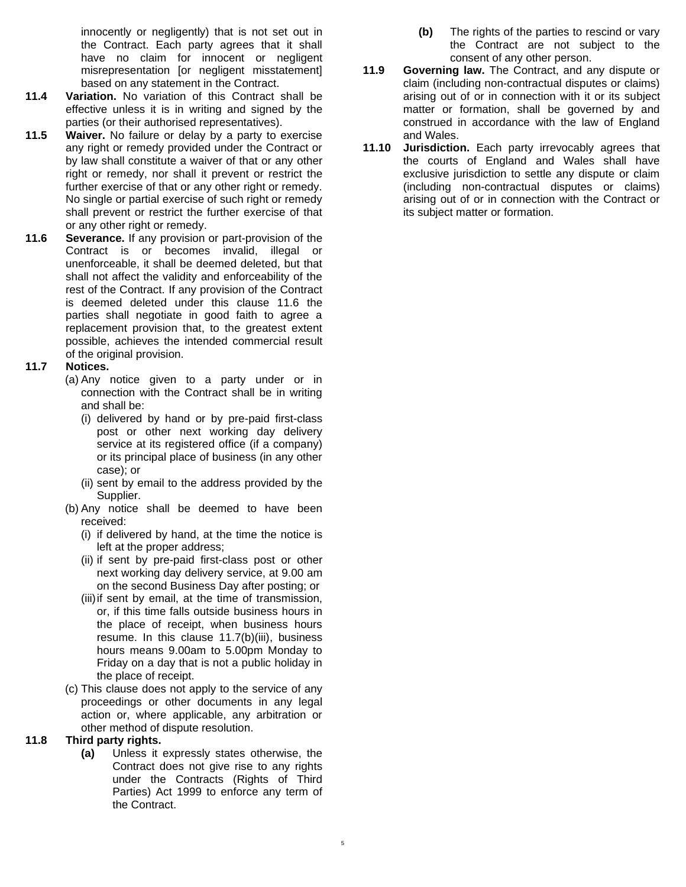innocently or negligently) that is not set out in the Contract. Each party agrees that it shall have no claim for innocent or negligent misrepresentation [or negligent misstatement] based on any statement in the Contract.

**11.4 Variation.** No variation of this Contract shall be effective unless it is in writing and signed by the parties (or their authorised representatives).

**11.5 Waiver.** No failure or delay by a party to exercise any right or remedy provided under the Contract or by law shall constitute a waiver of that or any other right or remedy, nor shall it prevent or restrict the further exercise of that or any other right or remedy. No single or partial exercise of such right or remedy shall prevent or restrict the further exercise of that or any other right or remedy.

**11.6 Severance.** If any provision or part-provision of the Contract is or becomes invalid, illegal or unenforceable, it shall be deemed deleted, but that shall not affect the validity and enforceability of the rest of the Contract. If any provision of the Contract is deemed deleted under this clause 11.6 the parties shall negotiate in good faith to agree a replacement provision that, to the greatest extent possible, achieves the intended commercial result of the original provision.

**11.7 Notices.**

(a) Any notice given to a party under or in connection with the Contract shall be in writing and shall be:

(i) delivered by hand or by pre-paid first-class post or other next working day delivery service at its registered office (if a company) or its principal place of business (in any other case); or

(ii) sent by email to the address provided by the Supplier.

(b) Any notice shall be deemed to have been received:

(i) if delivered by hand, at the time the notice is left at the proper address;

(ii) if sent by pre-paid first-class post or other next working day delivery service, at 9.00 am on the second Business Day after posting; or

(iii) if sent by email, at the time of transmission, or, if this time falls outside business hours in the place of receipt, when business hours resume. In this clause 11.7(b)(iii), business hours means 9.00am to 5.00pm Monday to Friday on a day that is not a public holiday in the place of receipt.

(c) This clause does not apply to the service of any proceedings or other documents in any legal action or, where applicable, any arbitration or other method of dispute resolution.

**11.8 Third party rights.**

**(a)** Unless it expressly states otherwise, the Contract does not give rise to any rights under the Contracts (Rights of Third Parties) Act 1999 to enforce any term of the Contract.

**(b)** The rights of the parties to rescind or vary the Contract are not subject to the consent of any other person.

**11.9 Governing law.** The Contract, and any dispute or claim (including non-contractual disputes or claims) arising out of or in connection with it or its subject matter or formation, shall be governed by and construed in accordance with the law of England and Wales.

**11.10 Jurisdiction.** Each party irrevocably agrees that the courts of England and Wales shall have exclusive jurisdiction to settle any dispute or claim (including non-contractual disputes or claims) arising out of or in connection with the Contract or its subject matter or formation.